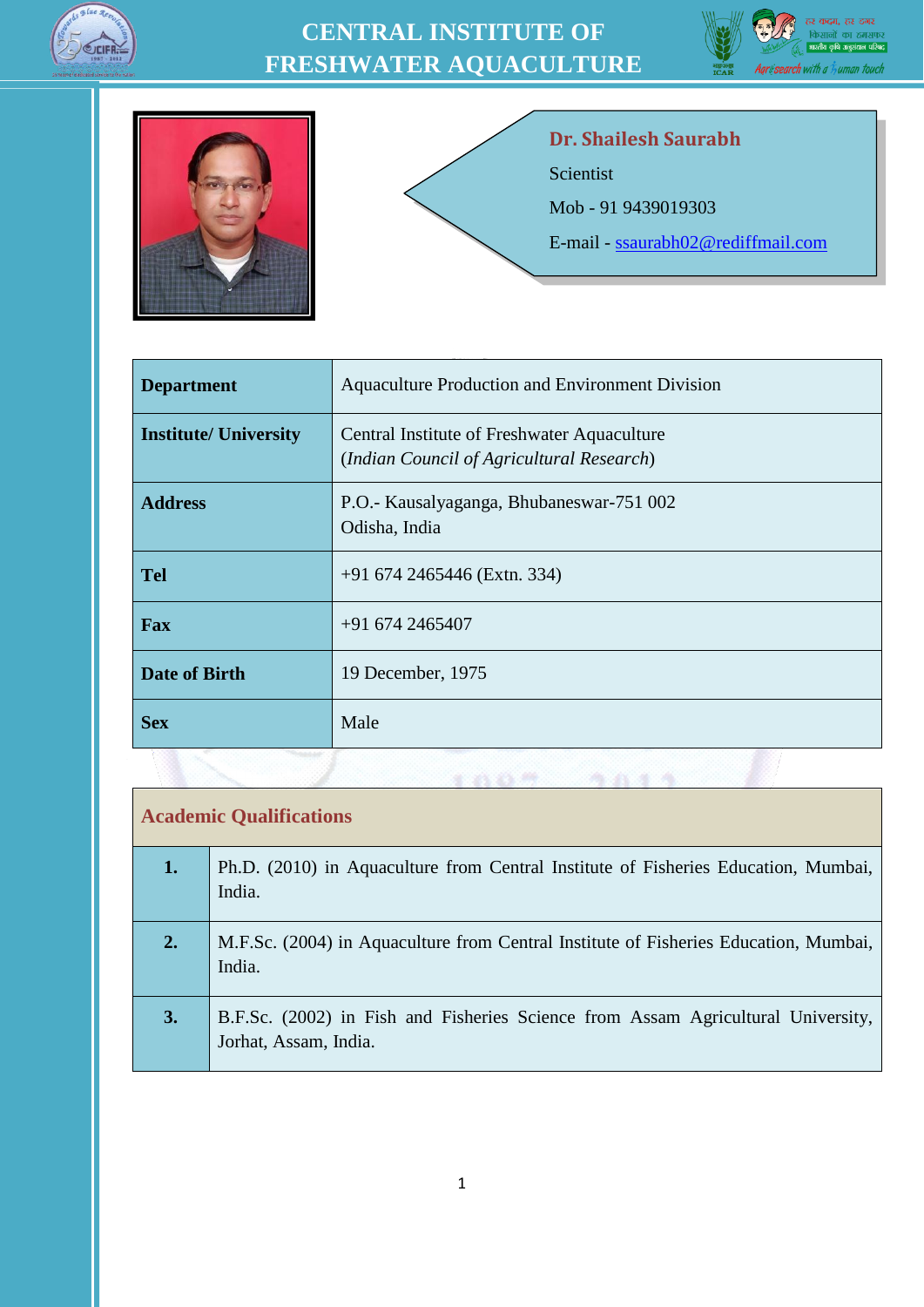# CENTRAL INSTITUTE OF FRESHWATER AQUACULTURE

## Dr. Shailesh Saurabh

Scientist

Mob - 91 9439019303

E-mail - ssaurabh02@rediffmail.com

| | |
|---|---|
| **Department** | Aquaculture Production and Environment Division |
| **Institute/ University** | Central Institute of Freshwater Aquaculture (*Indian Council of Agricultural Research*) |
| **Address** | P.O.- Kausalyaganga, Bhubaneswar-751 002 Odisha, India |
| **Tel** | +91 674 2465446 (Extn. 334) |
| **Fax** | +91 674 2465407 |
| **Date of Birth** | 19 December, 1975 |
| **Sex** | Male |

## Academic Qualifications

| | |
|---|---|
| **1.** | Ph.D. (2010) in Aquaculture from Central Institute of Fisheries Education, Mumbai, India. |
| **2.** | M.F.Sc. (2004) in Aquaculture from Central Institute of Fisheries Education, Mumbai, India. |
| **3.** | B.F.Sc. (2002) in Fish and Fisheries Science from Assam Agricultural University, Jorhat, Assam, India. |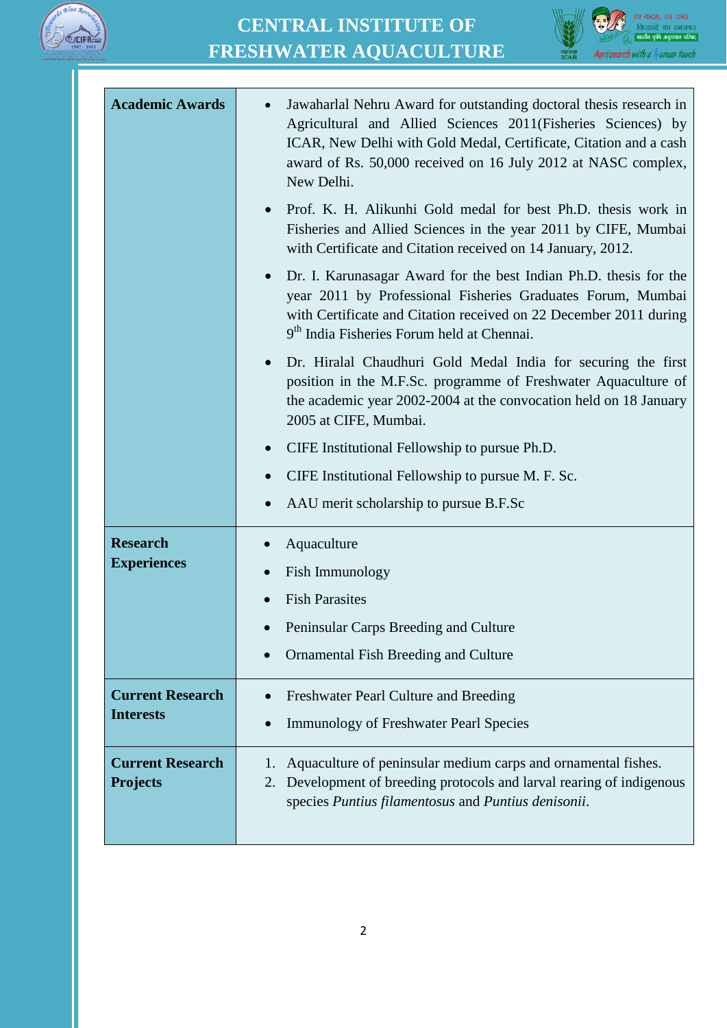| **Academic Awards** | • Jawaharlal Nehru Award for outstanding doctoral thesis research in Agricultural and Allied Sciences 2011(Fisheries Sciences) by ICAR, New Delhi with Gold Medal, Certificate, Citation and a cash award of Rs. 50,000 received on 16 July 2012 at NASC complex, New Delhi.<br>• Prof. K. H. Alikunhi Gold medal for best Ph.D. thesis work in Fisheries and Allied Sciences in the year 2011 by CIFE, Mumbai with Certificate and Citation received on 14 January, 2012.<br>• Dr. I. Karunasagar Award for the best Indian Ph.D. thesis for the year 2011 by Professional Fisheries Graduates Forum, Mumbai with Certificate and Citation received on 22 December 2011 during 9th India Fisheries Forum held at Chennai.<br>• Dr. Hiralal Chaudhuri Gold Medal India for securing the first position in the M.F.Sc. programme of Freshwater Aquaculture of the academic year 2002-2004 at the convocation held on 18 January 2005 at CIFE, Mumbai.<br>• CIFE Institutional Fellowship to pursue Ph.D.<br>• CIFE Institutional Fellowship to pursue M. F. Sc.<br>• AAU merit scholarship to pursue B.F.Sc |
|---|---|
| **Research Experiences** | • Aquaculture<br>• Fish Immunology<br>• Fish Parasites<br>• Peninsular Carps Breeding and Culture<br>• Ornamental Fish Breeding and Culture |
| **Current Research Interests** | • Freshwater Pearl Culture and Breeding<br>• Immunology of Freshwater Pearl Species |
| **Current Research Projects** | 1. Aquaculture of peninsular medium carps and ornamental fishes.<br>2. Development of breeding protocols and larval rearing of indigenous species *Puntius filamentosus* and *Puntius denisonii*. |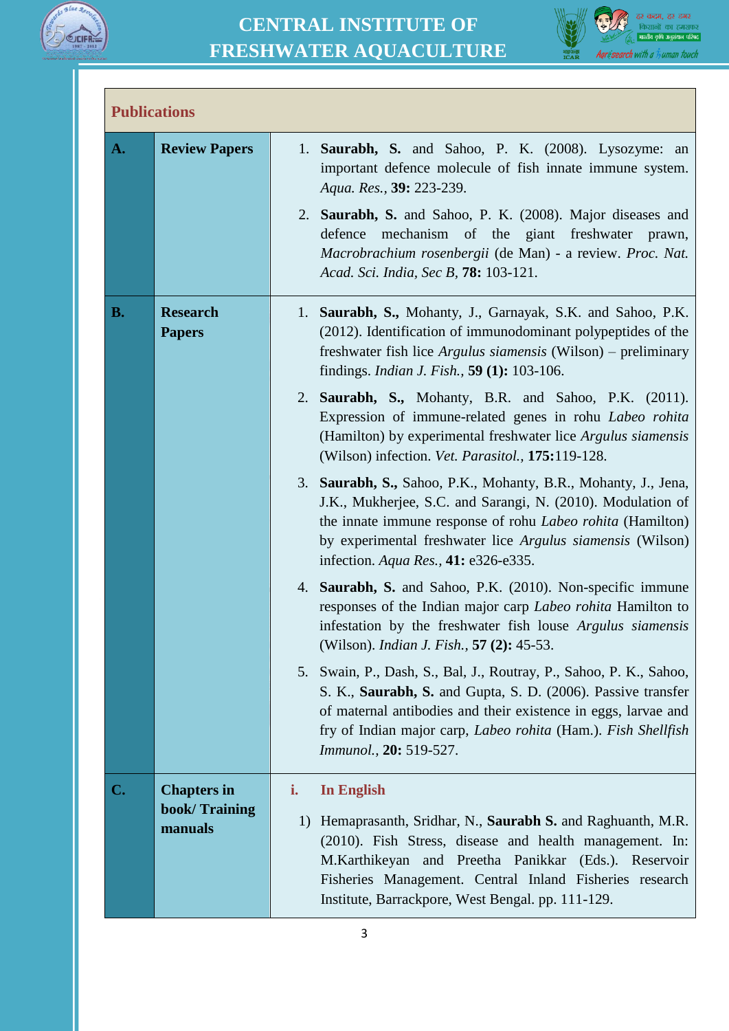## Publications

| | | |
|---|---|---|
| **A.** | **Review Papers** | 1. **Saurabh, S.** and Sahoo, P. K. (2008). Lysozyme: an important defence molecule of fish innate immune system. *Aqua. Res.*, **39:** 223-239.<br>2. **Saurabh, S.** and Sahoo, P. K. (2008). Major diseases and defence mechanism of the giant freshwater prawn, *Macrobrachium rosenbergii* (de Man) - a review. *Proc. Nat. Acad. Sci. India, Sec B*, **78:** 103-121. |
| **B.** | **Research Papers** | 1. **Saurabh, S.,** Mohanty, J., Garnayak, S.K. and Sahoo, P.K. (2012). Identification of immunodominant polypeptides of the freshwater fish lice *Argulus siamensis* (Wilson) – preliminary findings. *Indian J. Fish.*, **59 (1):** 103-106.<br>2. **Saurabh, S.,** Mohanty, B.R. and Sahoo, P.K. (2011). Expression of immune-related genes in rohu *Labeo rohita* (Hamilton) by experimental freshwater lice *Argulus siamensis* (Wilson) infection. *Vet. Parasitol.*, **175:**119-128.<br>3. **Saurabh, S.,** Sahoo, P.K., Mohanty, B.R., Mohanty, J., Jena, J.K., Mukherjee, S.C. and Sarangi, N. (2010). Modulation of the innate immune response of rohu *Labeo rohita* (Hamilton) by experimental freshwater lice *Argulus siamensis* (Wilson) infection. *Aqua Res.*, **41:** e326-e335.<br>4. **Saurabh, S.** and Sahoo, P.K. (2010). Non-specific immune responses of the Indian major carp *Labeo rohita* Hamilton to infestation by the freshwater fish louse *Argulus siamensis* (Wilson). *Indian J. Fish.*, **57 (2):** 45-53.<br>5. Swain, P., Dash, S., Bal, J., Routray, P., Sahoo, P. K., Sahoo, S. K., **Saurabh, S.** and Gupta, S. D. (2006). Passive transfer of maternal antibodies and their existence in eggs, larvae and fry of Indian major carp, *Labeo rohita* (Ham.). *Fish Shellfish Immunol.*, **20:** 519-527. |
| **C.** | **Chapters in book/ Training manuals** | **i. In English**<br>1) Hemaprasanth, Sridhar, N., **Saurabh S.** and Raghuanth, M.R. (2010). Fish Stress, disease and health management. In: M.Karthikeyan and Preetha Panikkar (Eds.). Reservoir Fisheries Management. Central Inland Fisheries research Institute, Barrackpore, West Bengal. pp. 111-129. |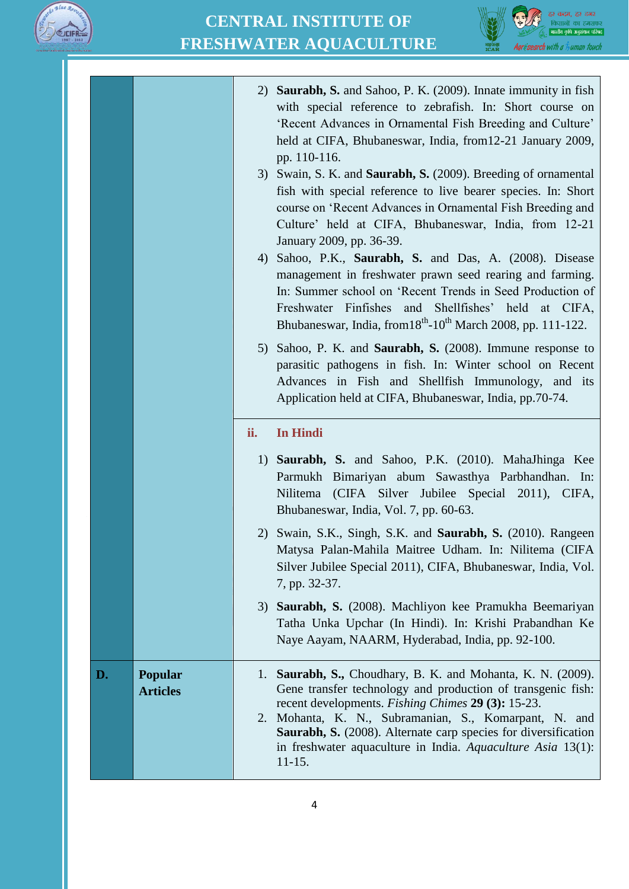| | | |
|---|---|---|
| | | 2) **Saurabh, S.** and Sahoo, P. K. (2009). Innate immunity in fish with special reference to zebrafish. In: Short course on 'Recent Advances in Ornamental Fish Breeding and Culture' held at CIFA, Bhubaneswar, India, from12-21 January 2009, pp. 110-116.<br>3) Swain, S. K. and **Saurabh, S.** (2009). Breeding of ornamental fish with special reference to live bearer species. In: Short course on 'Recent Advances in Ornamental Fish Breeding and Culture' held at CIFA, Bhubaneswar, India, from 12-21 January 2009, pp. 36-39.<br>4) Sahoo, P.K., **Saurabh, S.** and Das, A. (2008). Disease management in freshwater prawn seed rearing and farming. In: Summer school on 'Recent Trends in Seed Production of Freshwater Finfishes and Shellfishes' held at CIFA, Bhubaneswar, India, from18$^{th}$-10$^{th}$ March 2008, pp. 111-122.<br>5) Sahoo, P. K. and **Saurabh, S.** (2008). Immune response to parasitic pathogens in fish. In: Winter school on Recent Advances in Fish and Shellfish Immunology, and its Application held at CIFA, Bhubaneswar, India, pp.70-74. |
| | | **ii. In Hindi**<br>1) **Saurabh, S.** and Sahoo, P.K. (2010). MahaJhinga Kee Parmukh Bimariyan abum Sawasthya Parbhandhan. In: Nilitema (CIFA Silver Jubilee Special 2011), CIFA, Bhubaneswar, India, Vol. 7, pp. 60-63.<br>2) Swain, S.K., Singh, S.K. and **Saurabh, S.** (2010). Rangeen Matysa Palan-Mahila Maitree Udham. In: Nilitema (CIFA Silver Jubilee Special 2011), CIFA, Bhubaneswar, India, Vol. 7, pp. 32-37.<br>3) **Saurabh, S.** (2008). Machliyon kee Pramukha Beemariyan Tatha Unka Upchar (In Hindi). In: Krishi Prabandhan Ke Naye Aayam, NAARM, Hyderabad, India, pp. 92-100. |
| **D.** | **Popular Articles** | 1. **Saurabh, S.,** Choudhary, B. K. and Mohanta, K. N. (2009). Gene transfer technology and production of transgenic fish: recent developments. *Fishing Chimes* **29 (3):** 15-23.<br>2. Mohanta, K. N., Subramanian, S., Komarpant, N. and **Saurabh, S.** (2008). Alternate carp species for diversification in freshwater aquaculture in India. *Aquaculture Asia* 13(1): 11-15. |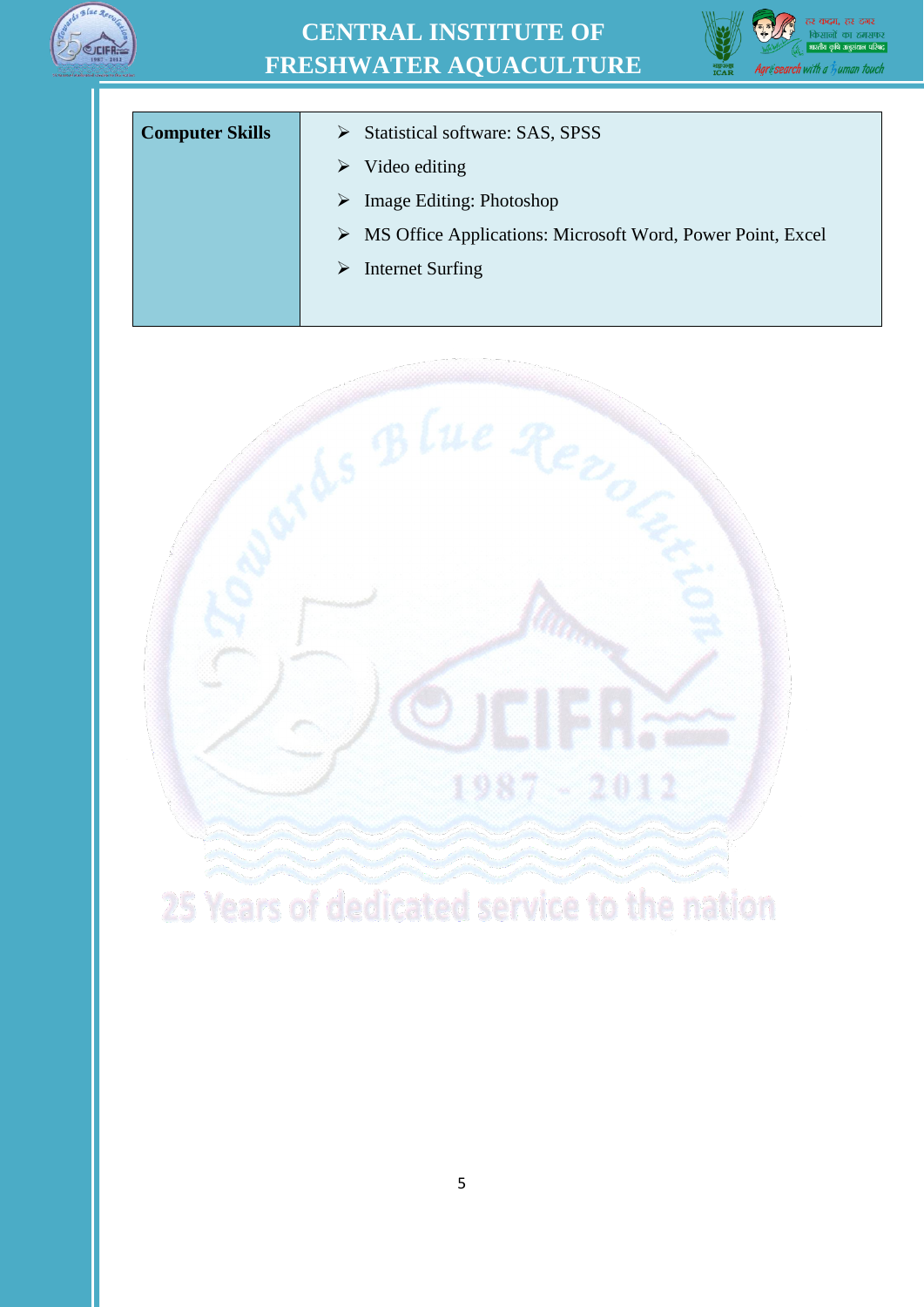| | |
|---|---|
| **Computer Skills** | ➢ Statistical software: SAS, SPSS<br>➢ Video editing<br>➢ Image Editing: Photoshop<br>➢ MS Office Applications: Microsoft Word, Power Point, Excel<br>➢ Internet Surfing |